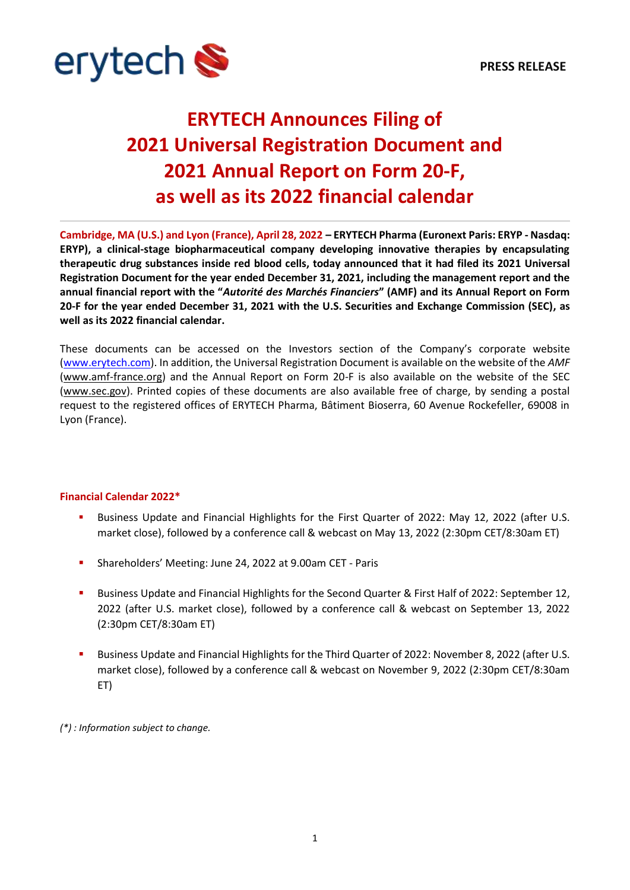**PRESS RELEASE**

# ERYTECH Announces Filing of 2021 Universal Registration Document and 2021 Annual Report on Form 20-F, as well as its 2022 financial calendar

**Cambridge, MA (U.S.) and Lyon (France), April 28, 2022 – ERYTECH Pharma (Euronext Paris: ERYP - Nasdaq: ERYP), a clinical-stage biopharmaceutical company developing innovative therapies by encapsulating therapeutic drug substances inside red blood cells, today announced that it had filed its 2021 Universal Registration Document for the year ended December 31, 2021, including the management report and the annual financial report with the "*Autorité des Marchés Financiers*" (AMF) and its Annual Report on Form 20-F for the year ended December 31, 2021 with the U.S. Securities and Exchange Commission (SEC), as well as its 2022 financial calendar.**

These documents can be accessed on the Investors section of the Company's corporate website (www.erytech.com). In addition, the Universal Registration Document is available on the website of the *AMF* (www.amf-france.org) and the Annual Report on Form 20-F is also available on the website of the SEC (www.sec.gov). Printed copies of these documents are also available free of charge, by sending a postal request to the registered offices of ERYTECH Pharma, Bâtiment Bioserra, 60 Avenue Rockefeller, 69008 in Lyon (France).

## Financial Calendar 2022*

- Business Update and Financial Highlights for the First Quarter of 2022: May 12, 2022 (after U.S. market close), followed by a conference call & webcast on May 13, 2022 (2:30pm CET/8:30am ET)
- Shareholders' Meeting: June 24, 2022 at 9.00am CET - Paris
- Business Update and Financial Highlights for the Second Quarter & First Half of 2022: September 12, 2022 (after U.S. market close), followed by a conference call & webcast on September 13, 2022 (2:30pm CET/8:30am ET)
- Business Update and Financial Highlights for the Third Quarter of 2022: November 8, 2022 (after U.S. market close), followed by a conference call & webcast on November 9, 2022 (2:30pm CET/8:30am ET)

*(\*) : Information subject to change.*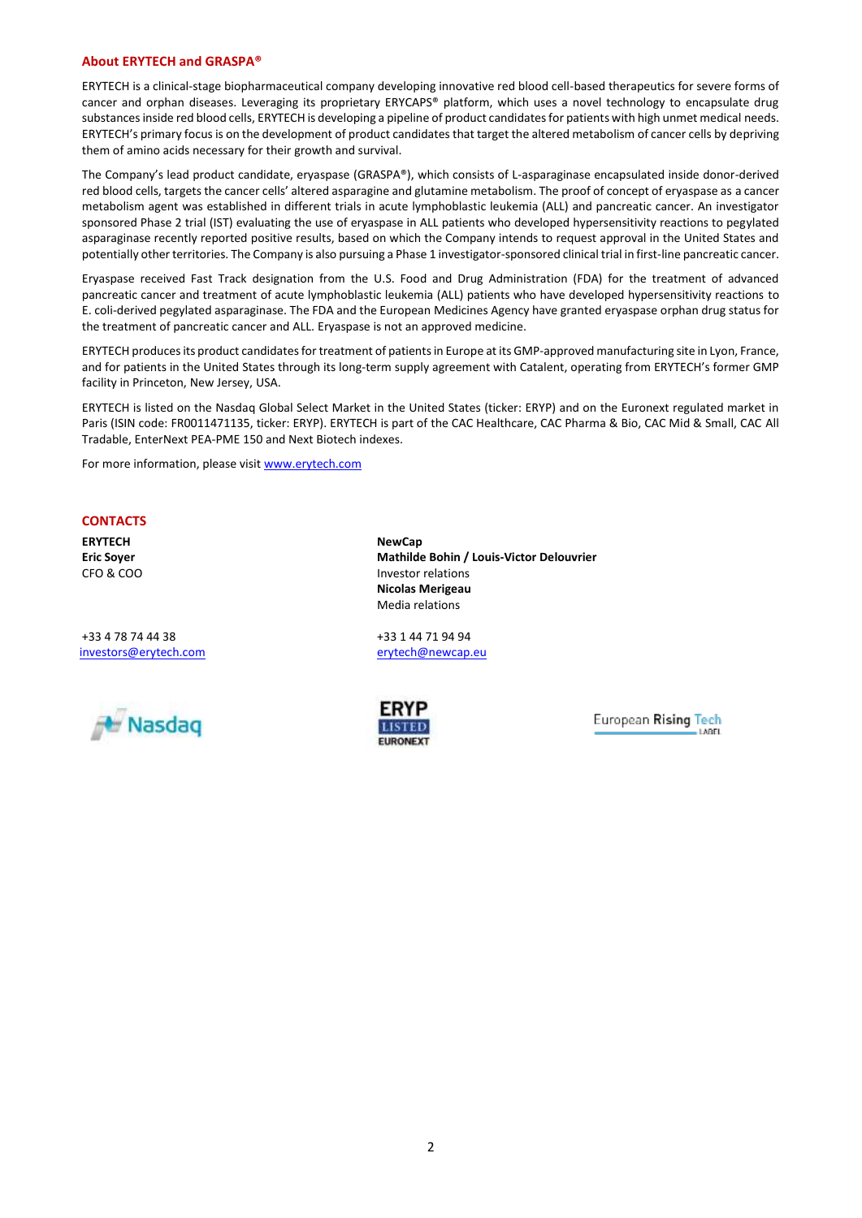## About ERYTECH and GRASPA®

ERYTECH is a clinical-stage biopharmaceutical company developing innovative red blood cell-based therapeutics for severe forms of cancer and orphan diseases. Leveraging its proprietary ERYCAPS® platform, which uses a novel technology to encapsulate drug substances inside red blood cells, ERYTECH is developing a pipeline of product candidates for patients with high unmet medical needs. ERYTECH's primary focus is on the development of product candidates that target the altered metabolism of cancer cells by depriving them of amino acids necessary for their growth and survival.

The Company's lead product candidate, eryaspase (GRASPA®), which consists of L-asparaginase encapsulated inside donor-derived red blood cells, targets the cancer cells' altered asparagine and glutamine metabolism. The proof of concept of eryaspase as a cancer metabolism agent was established in different trials in acute lymphoblastic leukemia (ALL) and pancreatic cancer. An investigator sponsored Phase 2 trial (IST) evaluating the use of eryaspase in ALL patients who developed hypersensitivity reactions to pegylated asparaginase recently reported positive results, based on which the Company intends to request approval in the United States and potentially other territories. The Company is also pursuing a Phase 1 investigator-sponsored clinical trial in first-line pancreatic cancer.

Eryaspase received Fast Track designation from the U.S. Food and Drug Administration (FDA) for the treatment of advanced pancreatic cancer and treatment of acute lymphoblastic leukemia (ALL) patients who have developed hypersensitivity reactions to E. coli-derived pegylated asparaginase. The FDA and the European Medicines Agency have granted eryaspase orphan drug status for the treatment of pancreatic cancer and ALL. Eryaspase is not an approved medicine.

ERYTECH produces its product candidates for treatment of patients in Europe at its GMP-approved manufacturing site in Lyon, France, and for patients in the United States through its long-term supply agreement with Catalent, operating from ERYTECH's former GMP facility in Princeton, New Jersey, USA.

ERYTECH is listed on the Nasdaq Global Select Market in the United States (ticker: ERYP) and on the Euronext regulated market in Paris (ISIN code: FR0011471135, ticker: ERYP). ERYTECH is part of the CAC Healthcare, CAC Pharma & Bio, CAC Mid & Small, CAC All Tradable, EnterNext PEA-PME 150 and Next Biotech indexes.

For more information, please visit www.erytech.com

## CONTACTS

**ERYTECH**
**Eric Soyer**
CFO & COO

+33 4 78 74 44 38
investors@erytech.com

**NewCap**
**Mathilde Bohin / Louis-Victor Delouvrier**
Investor relations
**Nicolas Merigeau**
Media relations

+33 1 44 71 94 94
erytech@newcap.eu

Nasdaq

ERYP LISTED EURONEXT

European Rising Tech LABEL